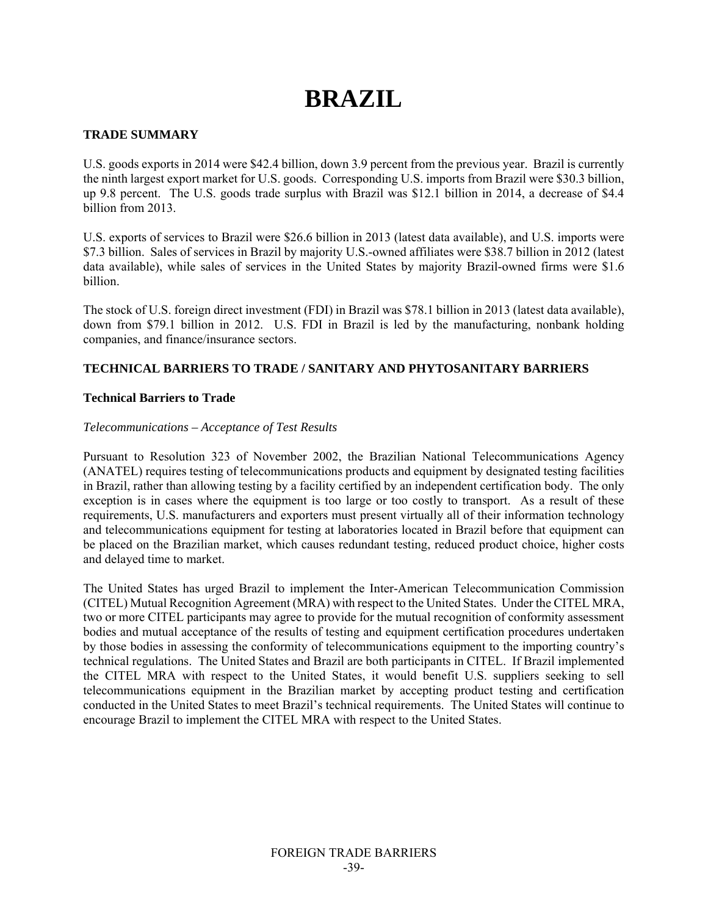# BRAZIL

## TRADE SUMMARY

U.S. goods exports in 2014 were $42.4 billion, down 3.9 percent from the previous year. Brazil is currently the ninth largest export market for U.S. goods. Corresponding U.S. imports from Brazil were $30.3 billion, up 9.8 percent. The U.S. goods trade surplus with Brazil was $12.1 billion in 2014, a decrease of $4.4 billion from 2013.

U.S. exports of services to Brazil were $26.6 billion in 2013 (latest data available), and U.S. imports were $7.3 billion. Sales of services in Brazil by majority U.S.-owned affiliates were $38.7 billion in 2012 (latest data available), while sales of services in the United States by majority Brazil-owned firms were $1.6 billion.

The stock of U.S. foreign direct investment (FDI) in Brazil was $78.1 billion in 2013 (latest data available), down from $79.1 billion in 2012. U.S. FDI in Brazil is led by the manufacturing, nonbank holding companies, and finance/insurance sectors.

## TECHNICAL BARRIERS TO TRADE / SANITARY AND PHYTOSANITARY BARRIERS

### Technical Barriers to Trade

*Telecommunications – Acceptance of Test Results*

Pursuant to Resolution 323 of November 2002, the Brazilian National Telecommunications Agency (ANATEL) requires testing of telecommunications products and equipment by designated testing facilities in Brazil, rather than allowing testing by a facility certified by an independent certification body. The only exception is in cases where the equipment is too large or too costly to transport. As a result of these requirements, U.S. manufacturers and exporters must present virtually all of their information technology and telecommunications equipment for testing at laboratories located in Brazil before that equipment can be placed on the Brazilian market, which causes redundant testing, reduced product choice, higher costs and delayed time to market.

The United States has urged Brazil to implement the Inter-American Telecommunication Commission (CITEL) Mutual Recognition Agreement (MRA) with respect to the United States. Under the CITEL MRA, two or more CITEL participants may agree to provide for the mutual recognition of conformity assessment bodies and mutual acceptance of the results of testing and equipment certification procedures undertaken by those bodies in assessing the conformity of telecommunications equipment to the importing country's technical regulations. The United States and Brazil are both participants in CITEL. If Brazil implemented the CITEL MRA with respect to the United States, it would benefit U.S. suppliers seeking to sell telecommunications equipment in the Brazilian market by accepting product testing and certification conducted in the United States to meet Brazil's technical requirements. The United States will continue to encourage Brazil to implement the CITEL MRA with respect to the United States.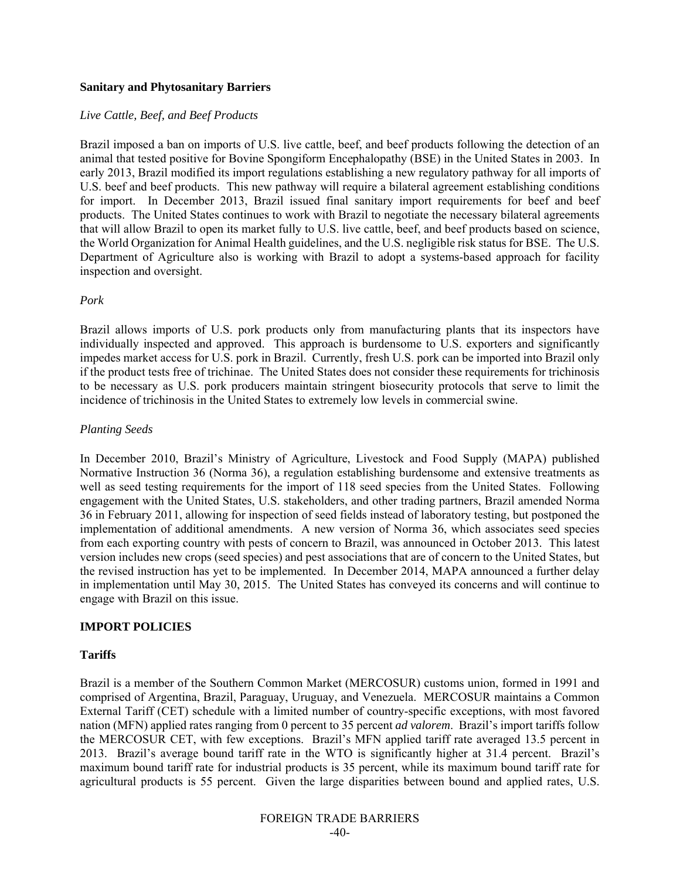**Sanitary and Phytosanitary Barriers**

*Live Cattle, Beef, and Beef Products*

Brazil imposed a ban on imports of U.S. live cattle, beef, and beef products following the detection of an animal that tested positive for Bovine Spongiform Encephalopathy (BSE) in the United States in 2003. In early 2013, Brazil modified its import regulations establishing a new regulatory pathway for all imports of U.S. beef and beef products. This new pathway will require a bilateral agreement establishing conditions for import. In December 2013, Brazil issued final sanitary import requirements for beef and beef products. The United States continues to work with Brazil to negotiate the necessary bilateral agreements that will allow Brazil to open its market fully to U.S. live cattle, beef, and beef products based on science, the World Organization for Animal Health guidelines, and the U.S. negligible risk status for BSE. The U.S. Department of Agriculture also is working with Brazil to adopt a systems-based approach for facility inspection and oversight.

*Pork*

Brazil allows imports of U.S. pork products only from manufacturing plants that its inspectors have individually inspected and approved. This approach is burdensome to U.S. exporters and significantly impedes market access for U.S. pork in Brazil. Currently, fresh U.S. pork can be imported into Brazil only if the product tests free of trichinae. The United States does not consider these requirements for trichinosis to be necessary as U.S. pork producers maintain stringent biosecurity protocols that serve to limit the incidence of trichinosis in the United States to extremely low levels in commercial swine.

*Planting Seeds*

In December 2010, Brazil's Ministry of Agriculture, Livestock and Food Supply (MAPA) published Normative Instruction 36 (Norma 36), a regulation establishing burdensome and extensive treatments as well as seed testing requirements for the import of 118 seed species from the United States. Following engagement with the United States, U.S. stakeholders, and other trading partners, Brazil amended Norma 36 in February 2011, allowing for inspection of seed fields instead of laboratory testing, but postponed the implementation of additional amendments. A new version of Norma 36, which associates seed species from each exporting country with pests of concern to Brazil, was announced in October 2013. This latest version includes new crops (seed species) and pest associations that are of concern to the United States, but the revised instruction has yet to be implemented. In December 2014, MAPA announced a further delay in implementation until May 30, 2015. The United States has conveyed its concerns and will continue to engage with Brazil on this issue.

## IMPORT POLICIES

**Tariffs**

Brazil is a member of the Southern Common Market (MERCOSUR) customs union, formed in 1991 and comprised of Argentina, Brazil, Paraguay, Uruguay, and Venezuela. MERCOSUR maintains a Common External Tariff (CET) schedule with a limited number of country-specific exceptions, with most favored nation (MFN) applied rates ranging from 0 percent to 35 percent *ad valorem*. Brazil's import tariffs follow the MERCOSUR CET, with few exceptions. Brazil's MFN applied tariff rate averaged 13.5 percent in 2013. Brazil's average bound tariff rate in the WTO is significantly higher at 31.4 percent. Brazil's maximum bound tariff rate for industrial products is 35 percent, while its maximum bound tariff rate for agricultural products is 55 percent. Given the large disparities between bound and applied rates, U.S.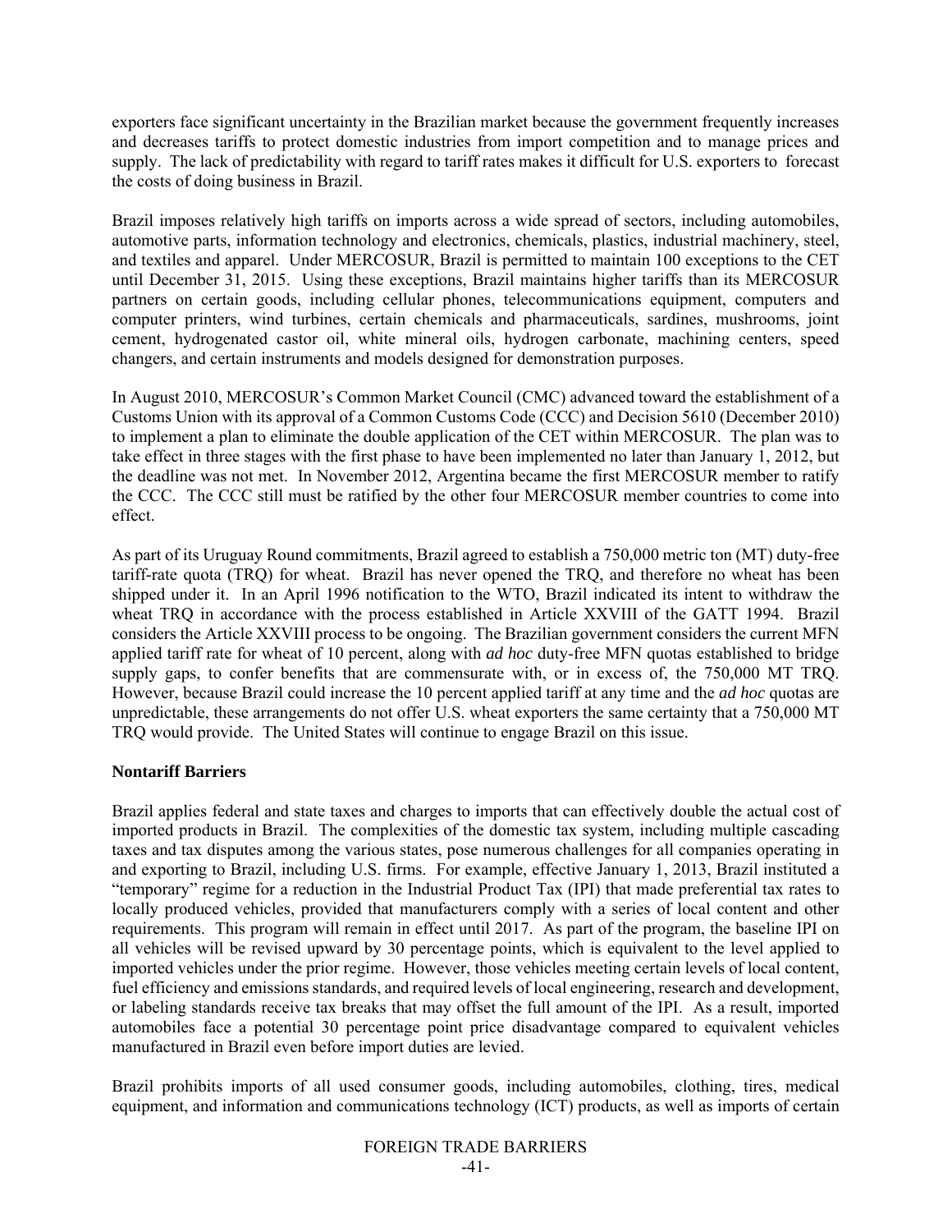exporters face significant uncertainty in the Brazilian market because the government frequently increases and decreases tariffs to protect domestic industries from import competition and to manage prices and supply. The lack of predictability with regard to tariff rates makes it difficult for U.S. exporters to forecast the costs of doing business in Brazil.

Brazil imposes relatively high tariffs on imports across a wide spread of sectors, including automobiles, automotive parts, information technology and electronics, chemicals, plastics, industrial machinery, steel, and textiles and apparel. Under MERCOSUR, Brazil is permitted to maintain 100 exceptions to the CET until December 31, 2015. Using these exceptions, Brazil maintains higher tariffs than its MERCOSUR partners on certain goods, including cellular phones, telecommunications equipment, computers and computer printers, wind turbines, certain chemicals and pharmaceuticals, sardines, mushrooms, joint cement, hydrogenated castor oil, white mineral oils, hydrogen carbonate, machining centers, speed changers, and certain instruments and models designed for demonstration purposes.

In August 2010, MERCOSUR's Common Market Council (CMC) advanced toward the establishment of a Customs Union with its approval of a Common Customs Code (CCC) and Decision 5610 (December 2010) to implement a plan to eliminate the double application of the CET within MERCOSUR. The plan was to take effect in three stages with the first phase to have been implemented no later than January 1, 2012, but the deadline was not met. In November 2012, Argentina became the first MERCOSUR member to ratify the CCC. The CCC still must be ratified by the other four MERCOSUR member countries to come into effect.

As part of its Uruguay Round commitments, Brazil agreed to establish a 750,000 metric ton (MT) duty-free tariff-rate quota (TRQ) for wheat. Brazil has never opened the TRQ, and therefore no wheat has been shipped under it. In an April 1996 notification to the WTO, Brazil indicated its intent to withdraw the wheat TRQ in accordance with the process established in Article XXVIII of the GATT 1994. Brazil considers the Article XXVIII process to be ongoing. The Brazilian government considers the current MFN applied tariff rate for wheat of 10 percent, along with *ad hoc* duty-free MFN quotas established to bridge supply gaps, to confer benefits that are commensurate with, or in excess of, the 750,000 MT TRQ. However, because Brazil could increase the 10 percent applied tariff at any time and the *ad hoc* quotas are unpredictable, these arrangements do not offer U.S. wheat exporters the same certainty that a 750,000 MT TRQ would provide. The United States will continue to engage Brazil on this issue.

**Nontariff Barriers**

Brazil applies federal and state taxes and charges to imports that can effectively double the actual cost of imported products in Brazil. The complexities of the domestic tax system, including multiple cascading taxes and tax disputes among the various states, pose numerous challenges for all companies operating in and exporting to Brazil, including U.S. firms. For example, effective January 1, 2013, Brazil instituted a "temporary" regime for a reduction in the Industrial Product Tax (IPI) that made preferential tax rates to locally produced vehicles, provided that manufacturers comply with a series of local content and other requirements. This program will remain in effect until 2017. As part of the program, the baseline IPI on all vehicles will be revised upward by 30 percentage points, which is equivalent to the level applied to imported vehicles under the prior regime. However, those vehicles meeting certain levels of local content, fuel efficiency and emissions standards, and required levels of local engineering, research and development, or labeling standards receive tax breaks that may offset the full amount of the IPI. As a result, imported automobiles face a potential 30 percentage point price disadvantage compared to equivalent vehicles manufactured in Brazil even before import duties are levied.

Brazil prohibits imports of all used consumer goods, including automobiles, clothing, tires, medical equipment, and information and communications technology (ICT) products, as well as imports of certain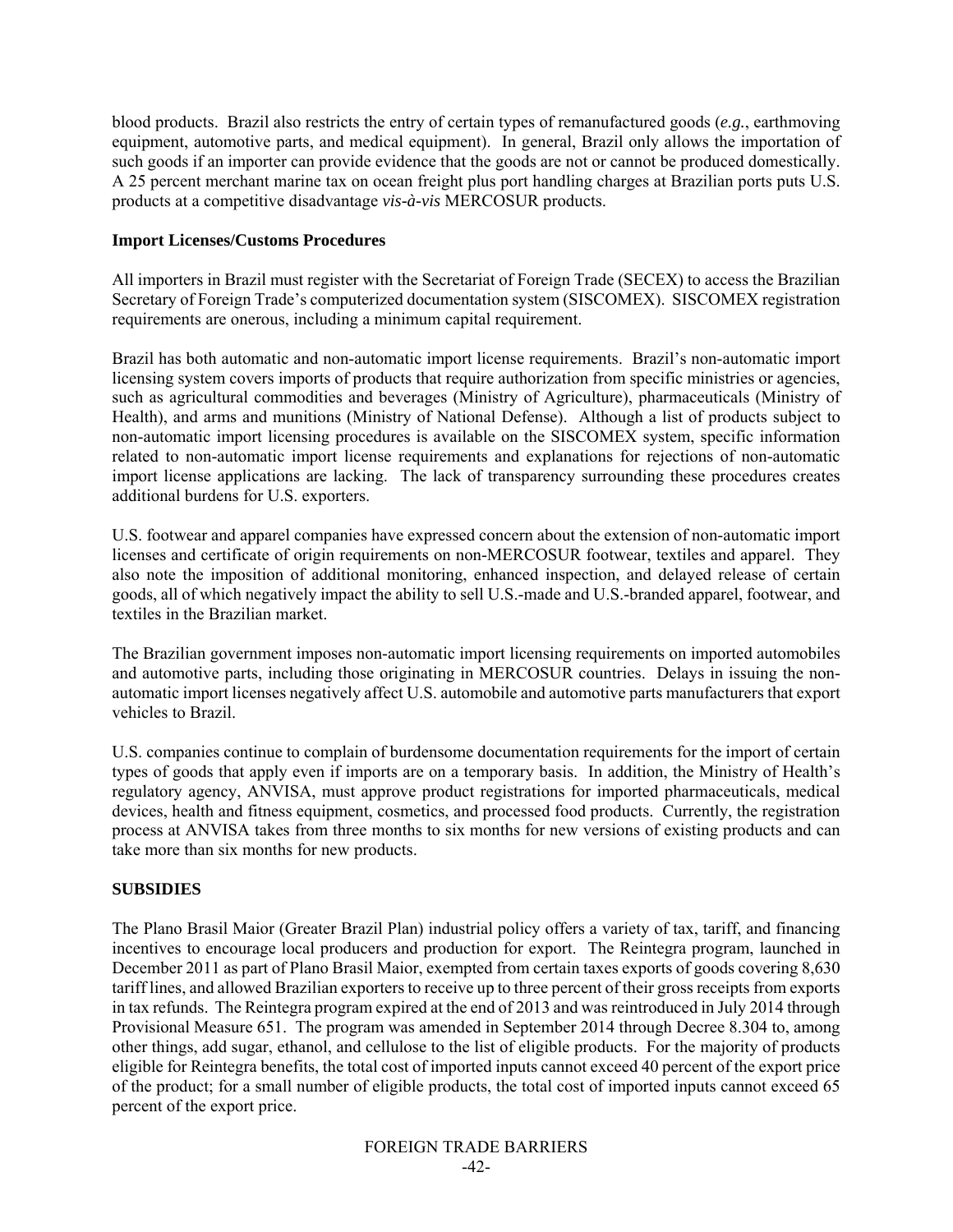blood products. Brazil also restricts the entry of certain types of remanufactured goods (*e.g.*, earthmoving equipment, automotive parts, and medical equipment). In general, Brazil only allows the importation of such goods if an importer can provide evidence that the goods are not or cannot be produced domestically. A 25 percent merchant marine tax on ocean freight plus port handling charges at Brazilian ports puts U.S. products at a competitive disadvantage *vis-à-vis* MERCOSUR products.

**Import Licenses/Customs Procedures**

All importers in Brazil must register with the Secretariat of Foreign Trade (SECEX) to access the Brazilian Secretary of Foreign Trade's computerized documentation system (SISCOMEX). SISCOMEX registration requirements are onerous, including a minimum capital requirement.

Brazil has both automatic and non-automatic import license requirements. Brazil's non-automatic import licensing system covers imports of products that require authorization from specific ministries or agencies, such as agricultural commodities and beverages (Ministry of Agriculture), pharmaceuticals (Ministry of Health), and arms and munitions (Ministry of National Defense). Although a list of products subject to non-automatic import licensing procedures is available on the SISCOMEX system, specific information related to non-automatic import license requirements and explanations for rejections of non-automatic import license applications are lacking. The lack of transparency surrounding these procedures creates additional burdens for U.S. exporters.

U.S. footwear and apparel companies have expressed concern about the extension of non-automatic import licenses and certificate of origin requirements on non-MERCOSUR footwear, textiles and apparel. They also note the imposition of additional monitoring, enhanced inspection, and delayed release of certain goods, all of which negatively impact the ability to sell U.S.-made and U.S.-branded apparel, footwear, and textiles in the Brazilian market.

The Brazilian government imposes non-automatic import licensing requirements on imported automobiles and automotive parts, including those originating in MERCOSUR countries. Delays in issuing the non-automatic import licenses negatively affect U.S. automobile and automotive parts manufacturers that export vehicles to Brazil.

U.S. companies continue to complain of burdensome documentation requirements for the import of certain types of goods that apply even if imports are on a temporary basis. In addition, the Ministry of Health's regulatory agency, ANVISA, must approve product registrations for imported pharmaceuticals, medical devices, health and fitness equipment, cosmetics, and processed food products. Currently, the registration process at ANVISA takes from three months to six months for new versions of existing products and can take more than six months for new products.

**SUBSIDIES**

The Plano Brasil Maior (Greater Brazil Plan) industrial policy offers a variety of tax, tariff, and financing incentives to encourage local producers and production for export. The Reintegra program, launched in December 2011 as part of Plano Brasil Maior, exempted from certain taxes exports of goods covering 8,630 tariff lines, and allowed Brazilian exporters to receive up to three percent of their gross receipts from exports in tax refunds. The Reintegra program expired at the end of 2013 and was reintroduced in July 2014 through Provisional Measure 651. The program was amended in September 2014 through Decree 8.304 to, among other things, add sugar, ethanol, and cellulose to the list of eligible products. For the majority of products eligible for Reintegra benefits, the total cost of imported inputs cannot exceed 40 percent of the export price of the product; for a small number of eligible products, the total cost of imported inputs cannot exceed 65 percent of the export price.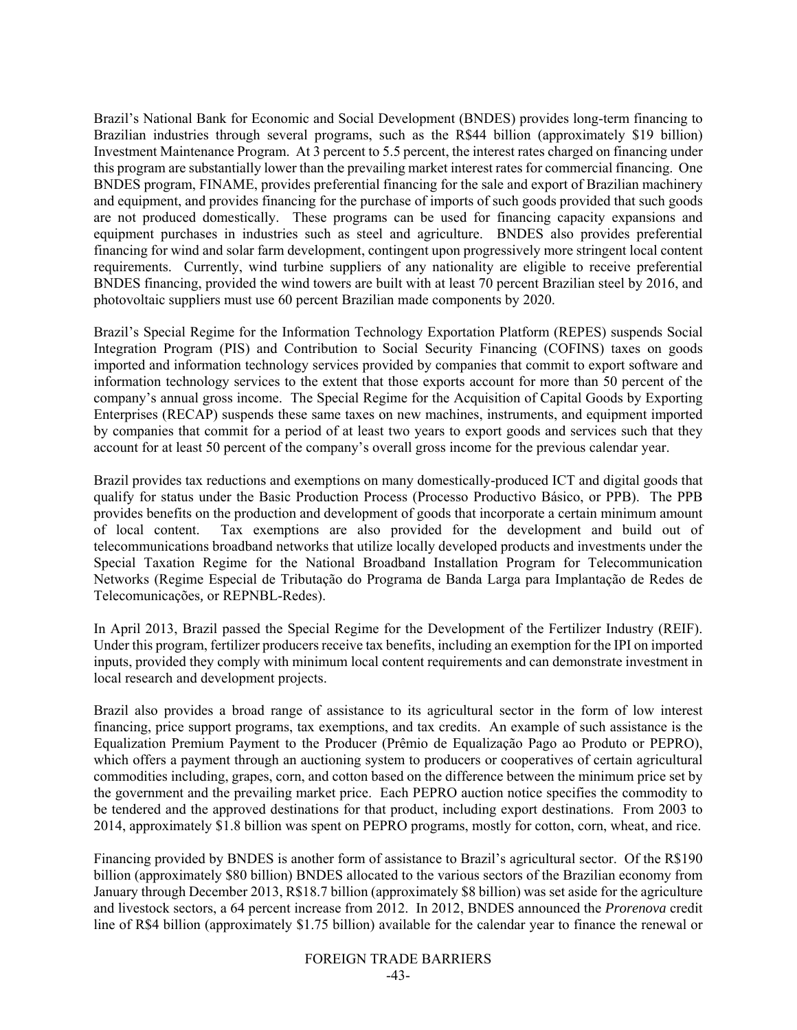Brazil's National Bank for Economic and Social Development (BNDES) provides long-term financing to Brazilian industries through several programs, such as the R$44 billion (approximately $19 billion) Investment Maintenance Program. At 3 percent to 5.5 percent, the interest rates charged on financing under this program are substantially lower than the prevailing market interest rates for commercial financing. One BNDES program, FINAME, provides preferential financing for the sale and export of Brazilian machinery and equipment, and provides financing for the purchase of imports of such goods provided that such goods are not produced domestically. These programs can be used for financing capacity expansions and equipment purchases in industries such as steel and agriculture. BNDES also provides preferential financing for wind and solar farm development, contingent upon progressively more stringent local content requirements. Currently, wind turbine suppliers of any nationality are eligible to receive preferential BNDES financing, provided the wind towers are built with at least 70 percent Brazilian steel by 2016, and photovoltaic suppliers must use 60 percent Brazilian made components by 2020.

Brazil's Special Regime for the Information Technology Exportation Platform (REPES) suspends Social Integration Program (PIS) and Contribution to Social Security Financing (COFINS) taxes on goods imported and information technology services provided by companies that commit to export software and information technology services to the extent that those exports account for more than 50 percent of the company's annual gross income. The Special Regime for the Acquisition of Capital Goods by Exporting Enterprises (RECAP) suspends these same taxes on new machines, instruments, and equipment imported by companies that commit for a period of at least two years to export goods and services such that they account for at least 50 percent of the company's overall gross income for the previous calendar year.

Brazil provides tax reductions and exemptions on many domestically-produced ICT and digital goods that qualify for status under the Basic Production Process (Processo Productivo Básico, or PPB). The PPB provides benefits on the production and development of goods that incorporate a certain minimum amount of local content. Tax exemptions are also provided for the development and build out of telecommunications broadband networks that utilize locally developed products and investments under the Special Taxation Regime for the National Broadband Installation Program for Telecommunication Networks (Regime Especial de Tributação do Programa de Banda Larga para Implantação de Redes de Telecomunicações, or REPNBL-Redes).

In April 2013, Brazil passed the Special Regime for the Development of the Fertilizer Industry (REIF). Under this program, fertilizer producers receive tax benefits, including an exemption for the IPI on imported inputs, provided they comply with minimum local content requirements and can demonstrate investment in local research and development projects.

Brazil also provides a broad range of assistance to its agricultural sector in the form of low interest financing, price support programs, tax exemptions, and tax credits. An example of such assistance is the Equalization Premium Payment to the Producer (Prêmio de Equalização Pago ao Produto or PEPRO), which offers a payment through an auctioning system to producers or cooperatives of certain agricultural commodities including, grapes, corn, and cotton based on the difference between the minimum price set by the government and the prevailing market price. Each PEPRO auction notice specifies the commodity to be tendered and the approved destinations for that product, including export destinations. From 2003 to 2014, approximately $1.8 billion was spent on PEPRO programs, mostly for cotton, corn, wheat, and rice.

Financing provided by BNDES is another form of assistance to Brazil's agricultural sector. Of the R$190 billion (approximately $80 billion) BNDES allocated to the various sectors of the Brazilian economy from January through December 2013, R$18.7 billion (approximately $8 billion) was set aside for the agriculture and livestock sectors, a 64 percent increase from 2012. In 2012, BNDES announced the *Prorenova* credit line of R$4 billion (approximately $1.75 billion) available for the calendar year to finance the renewal or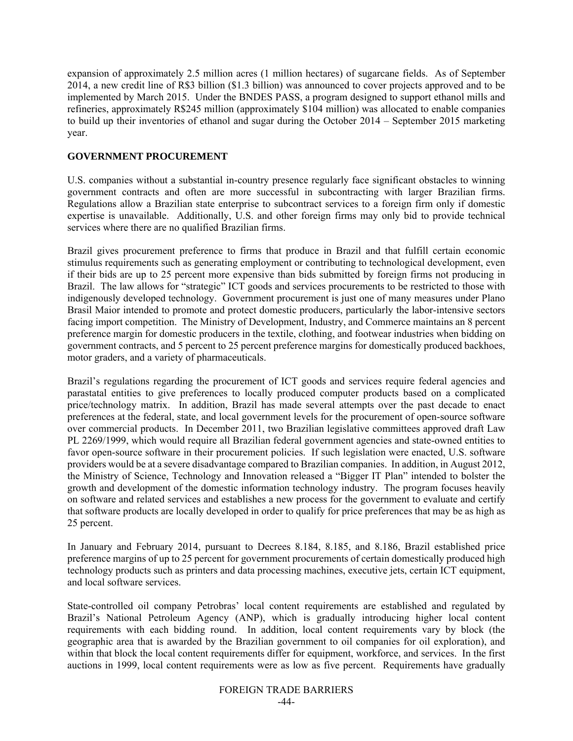expansion of approximately 2.5 million acres (1 million hectares) of sugarcane fields. As of September 2014, a new credit line of R$3 billion ($1.3 billion) was announced to cover projects approved and to be implemented by March 2015. Under the BNDES PASS, a program designed to support ethanol mills and refineries, approximately R$245 million (approximately $104 million) was allocated to enable companies to build up their inventories of ethanol and sugar during the October 2014 – September 2015 marketing year.

## GOVERNMENT PROCUREMENT

U.S. companies without a substantial in-country presence regularly face significant obstacles to winning government contracts and often are more successful in subcontracting with larger Brazilian firms. Regulations allow a Brazilian state enterprise to subcontract services to a foreign firm only if domestic expertise is unavailable. Additionally, U.S. and other foreign firms may only bid to provide technical services where there are no qualified Brazilian firms.

Brazil gives procurement preference to firms that produce in Brazil and that fulfill certain economic stimulus requirements such as generating employment or contributing to technological development, even if their bids are up to 25 percent more expensive than bids submitted by foreign firms not producing in Brazil. The law allows for "strategic" ICT goods and services procurements to be restricted to those with indigenously developed technology. Government procurement is just one of many measures under Plano Brasil Maior intended to promote and protect domestic producers, particularly the labor-intensive sectors facing import competition. The Ministry of Development, Industry, and Commerce maintains an 8 percent preference margin for domestic producers in the textile, clothing, and footwear industries when bidding on government contracts, and 5 percent to 25 percent preference margins for domestically produced backhoes, motor graders, and a variety of pharmaceuticals.

Brazil's regulations regarding the procurement of ICT goods and services require federal agencies and parastatal entities to give preferences to locally produced computer products based on a complicated price/technology matrix. In addition, Brazil has made several attempts over the past decade to enact preferences at the federal, state, and local government levels for the procurement of open-source software over commercial products. In December 2011, two Brazilian legislative committees approved draft Law PL 2269/1999, which would require all Brazilian federal government agencies and state-owned entities to favor open-source software in their procurement policies. If such legislation were enacted, U.S. software providers would be at a severe disadvantage compared to Brazilian companies. In addition, in August 2012, the Ministry of Science, Technology and Innovation released a "Bigger IT Plan" intended to bolster the growth and development of the domestic information technology industry. The program focuses heavily on software and related services and establishes a new process for the government to evaluate and certify that software products are locally developed in order to qualify for price preferences that may be as high as 25 percent.

In January and February 2014, pursuant to Decrees 8.184, 8.185, and 8.186, Brazil established price preference margins of up to 25 percent for government procurements of certain domestically produced high technology products such as printers and data processing machines, executive jets, certain ICT equipment, and local software services.

State-controlled oil company Petrobras' local content requirements are established and regulated by Brazil's National Petroleum Agency (ANP), which is gradually introducing higher local content requirements with each bidding round. In addition, local content requirements vary by block (the geographic area that is awarded by the Brazilian government to oil companies for oil exploration), and within that block the local content requirements differ for equipment, workforce, and services. In the first auctions in 1999, local content requirements were as low as five percent. Requirements have gradually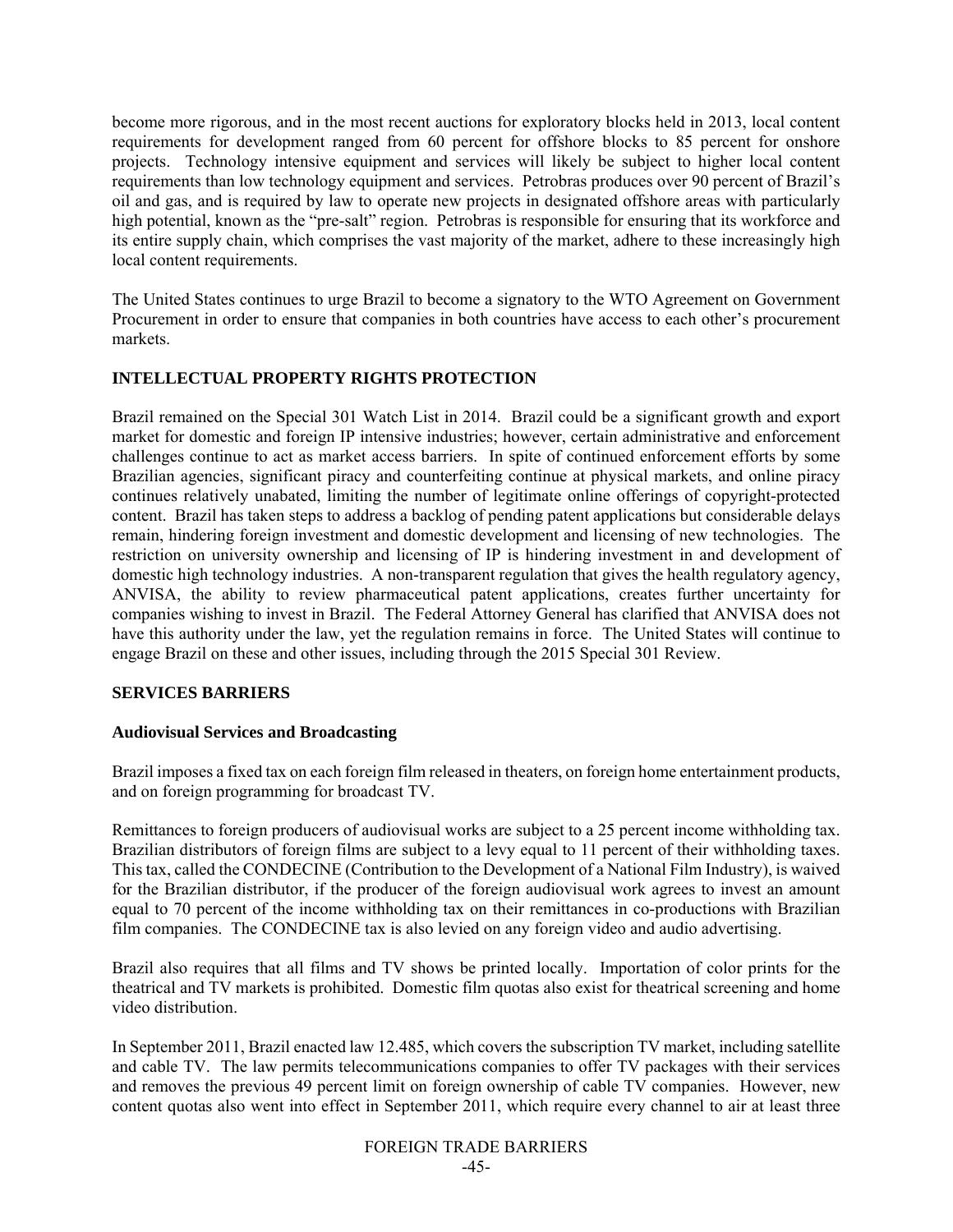become more rigorous, and in the most recent auctions for exploratory blocks held in 2013, local content requirements for development ranged from 60 percent for offshore blocks to 85 percent for onshore projects. Technology intensive equipment and services will likely be subject to higher local content requirements than low technology equipment and services. Petrobras produces over 90 percent of Brazil's oil and gas, and is required by law to operate new projects in designated offshore areas with particularly high potential, known as the "pre-salt" region. Petrobras is responsible for ensuring that its workforce and its entire supply chain, which comprises the vast majority of the market, adhere to these increasingly high local content requirements.

The United States continues to urge Brazil to become a signatory to the WTO Agreement on Government Procurement in order to ensure that companies in both countries have access to each other's procurement markets.

## INTELLECTUAL PROPERTY RIGHTS PROTECTION

Brazil remained on the Special 301 Watch List in 2014. Brazil could be a significant growth and export market for domestic and foreign IP intensive industries; however, certain administrative and enforcement challenges continue to act as market access barriers. In spite of continued enforcement efforts by some Brazilian agencies, significant piracy and counterfeiting continue at physical markets, and online piracy continues relatively unabated, limiting the number of legitimate online offerings of copyright-protected content. Brazil has taken steps to address a backlog of pending patent applications but considerable delays remain, hindering foreign investment and domestic development and licensing of new technologies. The restriction on university ownership and licensing of IP is hindering investment in and development of domestic high technology industries. A non-transparent regulation that gives the health regulatory agency, ANVISA, the ability to review pharmaceutical patent applications, creates further uncertainty for companies wishing to invest in Brazil. The Federal Attorney General has clarified that ANVISA does not have this authority under the law, yet the regulation remains in force. The United States will continue to engage Brazil on these and other issues, including through the 2015 Special 301 Review.

## SERVICES BARRIERS

### Audiovisual Services and Broadcasting

Brazil imposes a fixed tax on each foreign film released in theaters, on foreign home entertainment products, and on foreign programming for broadcast TV.

Remittances to foreign producers of audiovisual works are subject to a 25 percent income withholding tax. Brazilian distributors of foreign films are subject to a levy equal to 11 percent of their withholding taxes. This tax, called the CONDECINE (Contribution to the Development of a National Film Industry), is waived for the Brazilian distributor, if the producer of the foreign audiovisual work agrees to invest an amount equal to 70 percent of the income withholding tax on their remittances in co-productions with Brazilian film companies. The CONDECINE tax is also levied on any foreign video and audio advertising.

Brazil also requires that all films and TV shows be printed locally. Importation of color prints for the theatrical and TV markets is prohibited. Domestic film quotas also exist for theatrical screening and home video distribution.

In September 2011, Brazil enacted law 12.485, which covers the subscription TV market, including satellite and cable TV. The law permits telecommunications companies to offer TV packages with their services and removes the previous 49 percent limit on foreign ownership of cable TV companies. However, new content quotas also went into effect in September 2011, which require every channel to air at least three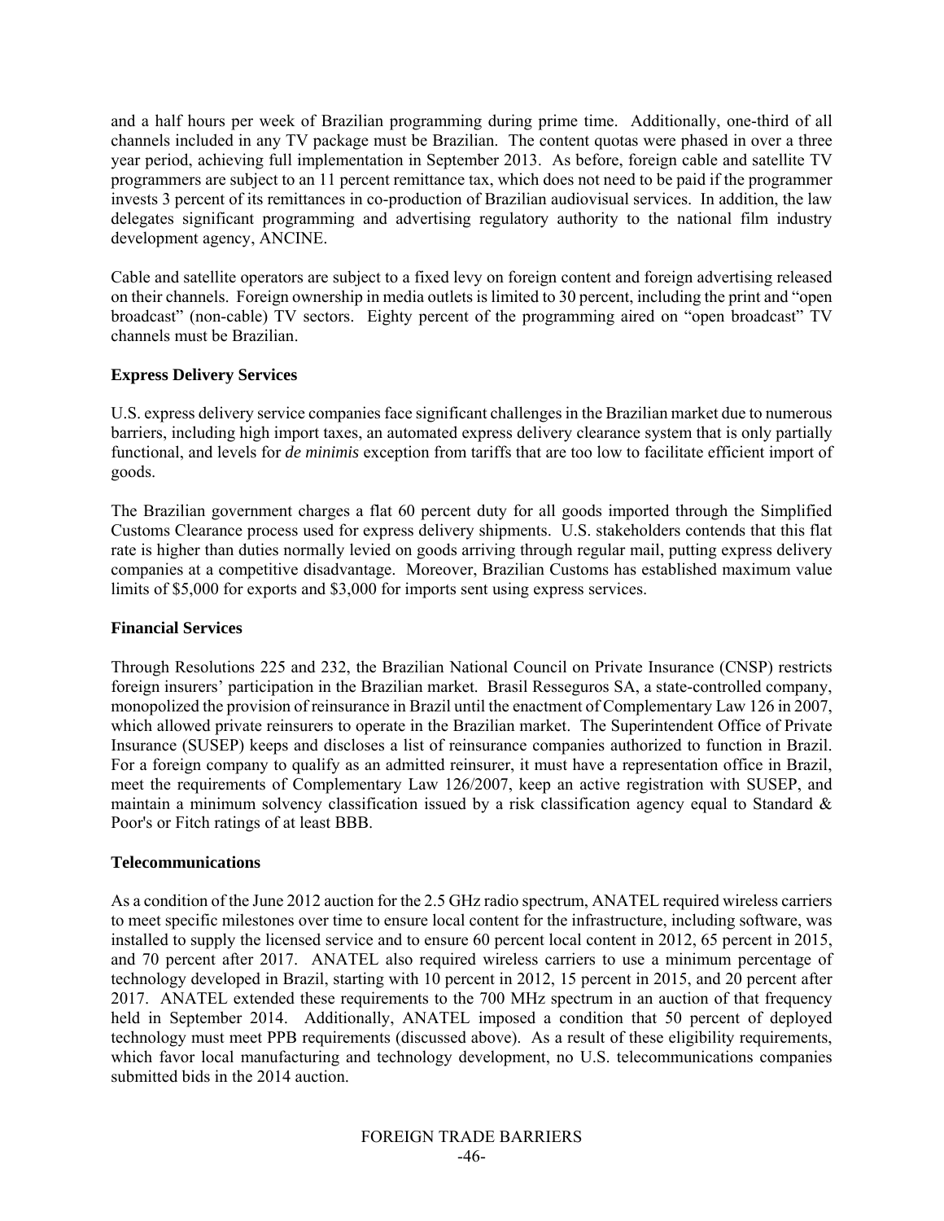and a half hours per week of Brazilian programming during prime time. Additionally, one-third of all channels included in any TV package must be Brazilian. The content quotas were phased in over a three year period, achieving full implementation in September 2013. As before, foreign cable and satellite TV programmers are subject to an 11 percent remittance tax, which does not need to be paid if the programmer invests 3 percent of its remittances in co-production of Brazilian audiovisual services. In addition, the law delegates significant programming and advertising regulatory authority to the national film industry development agency, ANCINE.

Cable and satellite operators are subject to a fixed levy on foreign content and foreign advertising released on their channels. Foreign ownership in media outlets is limited to 30 percent, including the print and "open broadcast" (non-cable) TV sectors. Eighty percent of the programming aired on "open broadcast" TV channels must be Brazilian.

**Express Delivery Services**

U.S. express delivery service companies face significant challenges in the Brazilian market due to numerous barriers, including high import taxes, an automated express delivery clearance system that is only partially functional, and levels for *de minimis* exception from tariffs that are too low to facilitate efficient import of goods.

The Brazilian government charges a flat 60 percent duty for all goods imported through the Simplified Customs Clearance process used for express delivery shipments. U.S. stakeholders contends that this flat rate is higher than duties normally levied on goods arriving through regular mail, putting express delivery companies at a competitive disadvantage. Moreover, Brazilian Customs has established maximum value limits of $5,000 for exports and $3,000 for imports sent using express services.

**Financial Services**

Through Resolutions 225 and 232, the Brazilian National Council on Private Insurance (CNSP) restricts foreign insurers' participation in the Brazilian market. Brasil Resseguros SA, a state-controlled company, monopolized the provision of reinsurance in Brazil until the enactment of Complementary Law 126 in 2007, which allowed private reinsurers to operate in the Brazilian market. The Superintendent Office of Private Insurance (SUSEP) keeps and discloses a list of reinsurance companies authorized to function in Brazil. For a foreign company to qualify as an admitted reinsurer, it must have a representation office in Brazil, meet the requirements of Complementary Law 126/2007, keep an active registration with SUSEP, and maintain a minimum solvency classification issued by a risk classification agency equal to Standard & Poor's or Fitch ratings of at least BBB.

**Telecommunications**

As a condition of the June 2012 auction for the 2.5 GHz radio spectrum, ANATEL required wireless carriers to meet specific milestones over time to ensure local content for the infrastructure, including software, was installed to supply the licensed service and to ensure 60 percent local content in 2012, 65 percent in 2015, and 70 percent after 2017. ANATEL also required wireless carriers to use a minimum percentage of technology developed in Brazil, starting with 10 percent in 2012, 15 percent in 2015, and 20 percent after 2017. ANATEL extended these requirements to the 700 MHz spectrum in an auction of that frequency held in September 2014. Additionally, ANATEL imposed a condition that 50 percent of deployed technology must meet PPB requirements (discussed above). As a result of these eligibility requirements, which favor local manufacturing and technology development, no U.S. telecommunications companies submitted bids in the 2014 auction.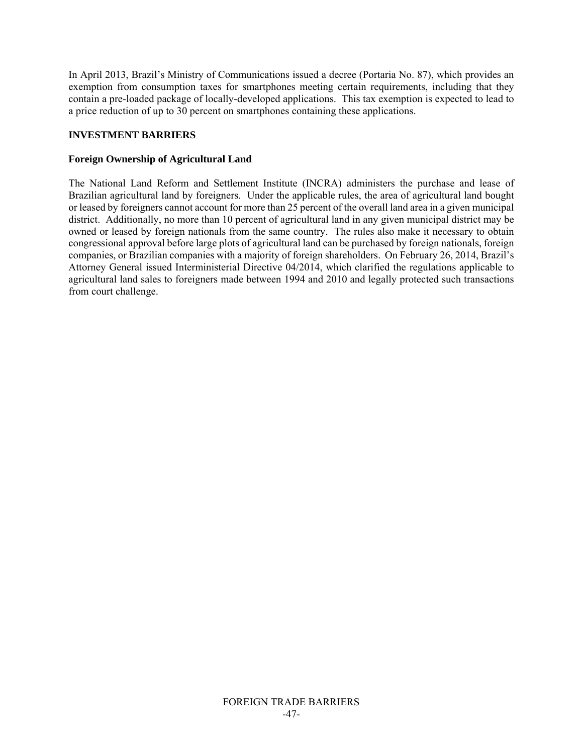In April 2013, Brazil's Ministry of Communications issued a decree (Portaria No. 87), which provides an exemption from consumption taxes for smartphones meeting certain requirements, including that they contain a pre-loaded package of locally-developed applications. This tax exemption is expected to lead to a price reduction of up to 30 percent on smartphones containing these applications.

## INVESTMENT BARRIERS

### Foreign Ownership of Agricultural Land

The National Land Reform and Settlement Institute (INCRA) administers the purchase and lease of Brazilian agricultural land by foreigners. Under the applicable rules, the area of agricultural land bought or leased by foreigners cannot account for more than 25 percent of the overall land area in a given municipal district. Additionally, no more than 10 percent of agricultural land in any given municipal district may be owned or leased by foreign nationals from the same country. The rules also make it necessary to obtain congressional approval before large plots of agricultural land can be purchased by foreign nationals, foreign companies, or Brazilian companies with a majority of foreign shareholders. On February 26, 2014, Brazil's Attorney General issued Interministerial Directive 04/2014, which clarified the regulations applicable to agricultural land sales to foreigners made between 1994 and 2010 and legally protected such transactions from court challenge.